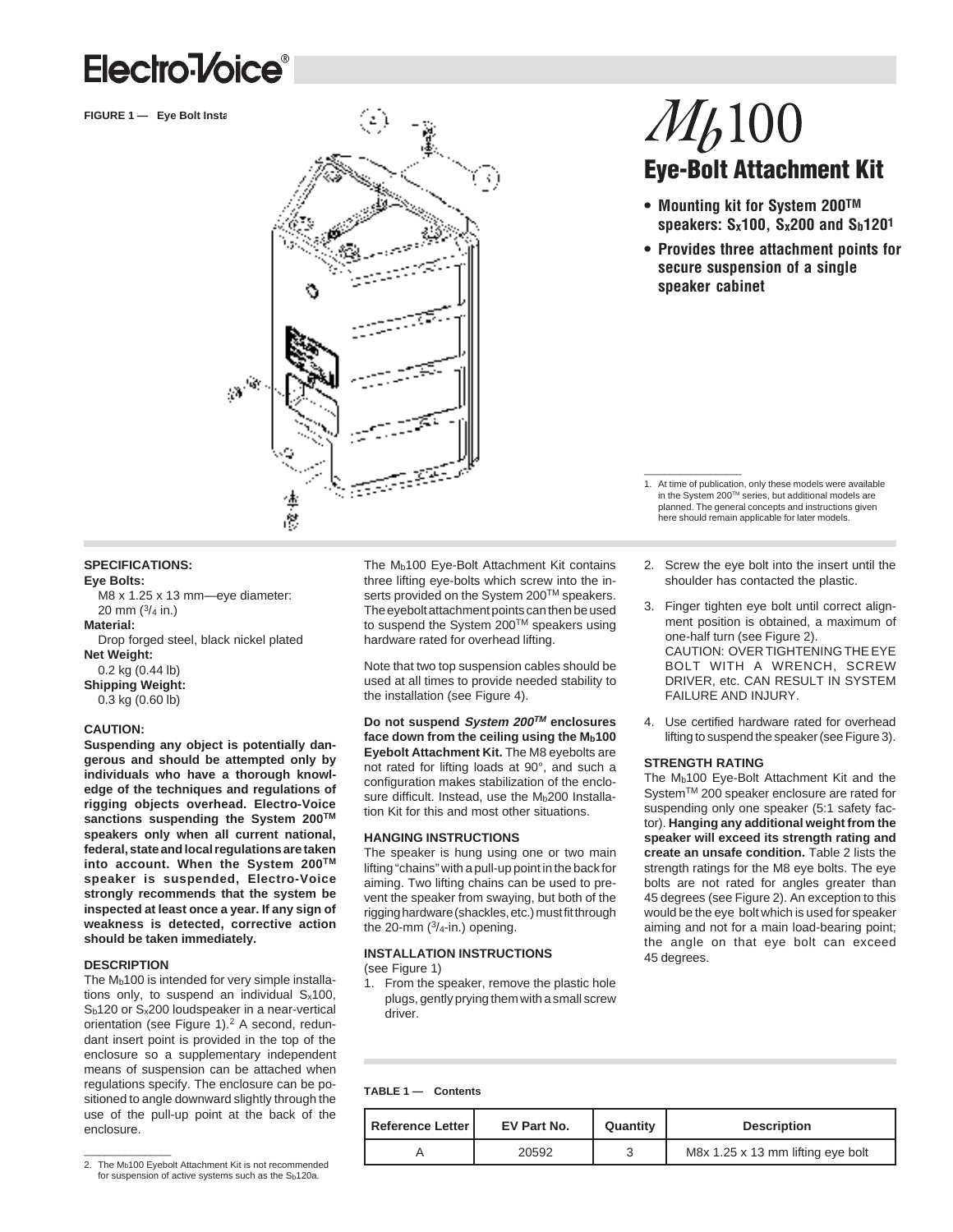# Electro-Voice®

FIGURE 1 — Eye Bolt Insta

# $M_b$100

## Eye-Bolt Attachment Kit

- **Mounting kit for System 200™ speakers: $S_x$100, $S_x$200 and $S_b$120[1]**
- **Provides three attachment points for secure suspension of a single speaker cabinet**

1. At time of publication, only these models were available in the System 200™ series, but additional models are planned. The general concepts and instructions given here should remain applicable for later models.

**SPECIFICATIONS:**

**Eye Bolts:**
M8 x 1.25 x 13 mm—eye diameter: 20 mm (3/4 in.)

**Material:**
Drop forged steel, black nickel plated

**Net Weight:**
0.2 kg (0.44 lb)

**Shipping Weight:**
0.3 kg (0.60 lb)

**CAUTION:**

**Suspending any object is potentially dangerous and should be attempted only by individuals who have a thorough knowledge of the techniques and regulations of rigging objects overhead. Electro-Voice sanctions suspending the System 200™ speakers only when all current national, federal, state and local regulations are taken into account. When the System 200™ speaker is suspended, Electro-Voice strongly recommends that the system be inspected at least once a year. If any sign of weakness is detected, corrective action should be taken immediately.**

**DESCRIPTION**

The $M_b$100 is intended for very simple installations only, to suspend an individual $S_x$100, $S_b$120 or $S_x$200 loudspeaker in a near-vertical orientation (see Figure 1).[2] A second, redundant insert point is provided in the top of the enclosure so a supplementary independent means of suspension can be attached when regulations specify. The enclosure can be positioned to angle downward slightly through the use of the pull-up point at the back of the enclosure.

2. The $M_b$100 Eyebolt Attachment Kit is not recommended for suspension of active systems such as the $S_b$120a.

The $M_b$100 Eye-Bolt Attachment Kit contains three lifting eye-bolts which screw into the inserts provided on the System 200™ speakers. The eyebolt attachment points can then be used to suspend the System 200™ speakers using hardware rated for overhead lifting.

Note that two top suspension cables should be used at all times to provide needed stability to the installation (see Figure 4).

**Do not suspend *System 200™* enclosures face down from the ceiling using the $M_b$100 Eyebolt Attachment Kit.** The M8 eyebolts are not rated for lifting loads at 90°, and such a configuration makes stabilization of the enclosure difficult. Instead, use the $M_b$200 Installation Kit for this and most other situations.

**HANGING INSTRUCTIONS**

The speaker is hung using one or two main lifting "chains" with a pull-up point in the back for aiming. Two lifting chains can be used to prevent the speaker from swaying, but both of the rigging hardware (shackles, etc.) must fit through the 20-mm (3/4-in.) opening.

**INSTALLATION INSTRUCTIONS**
(see Figure 1)

1. From the speaker, remove the plastic hole plugs, gently prying them with a small screw driver.
2. Screw the eye bolt into the insert until the shoulder has contacted the plastic.
3. Finger tighten eye bolt until correct alignment position is obtained, a maximum of one-half turn (see Figure 2).
   CAUTION: OVER TIGHTENING THE EYE BOLT WITH A WRENCH, SCREW DRIVER, etc. CAN RESULT IN SYSTEM FAILURE AND INJURY.
4. Use certified hardware rated for overhead lifting to suspend the speaker (see Figure 3).

**STRENGTH RATING**

The $M_b$100 Eye-Bolt Attachment Kit and the System™ 200 speaker enclosure are rated for suspending only one speaker (5:1 safety factor). **Hanging any additional weight from the speaker will exceed its strength rating and create an unsafe condition.** Table 2 lists the strength ratings for the M8 eye bolts. The eye bolts are not rated for angles greater than 45 degrees (see Figure 2). An exception to this would be the eye bolt which is used for speaker aiming and not for a main load-bearing point; the angle on that eye bolt can exceed 45 degrees.

**TABLE 1 — Contents**

| Reference Letter | EV Part No. | Quantity | Description |
|---|---|---|---|
| A | 20592 | 3 | M8x 1.25 x 13 mm lifting eye bolt |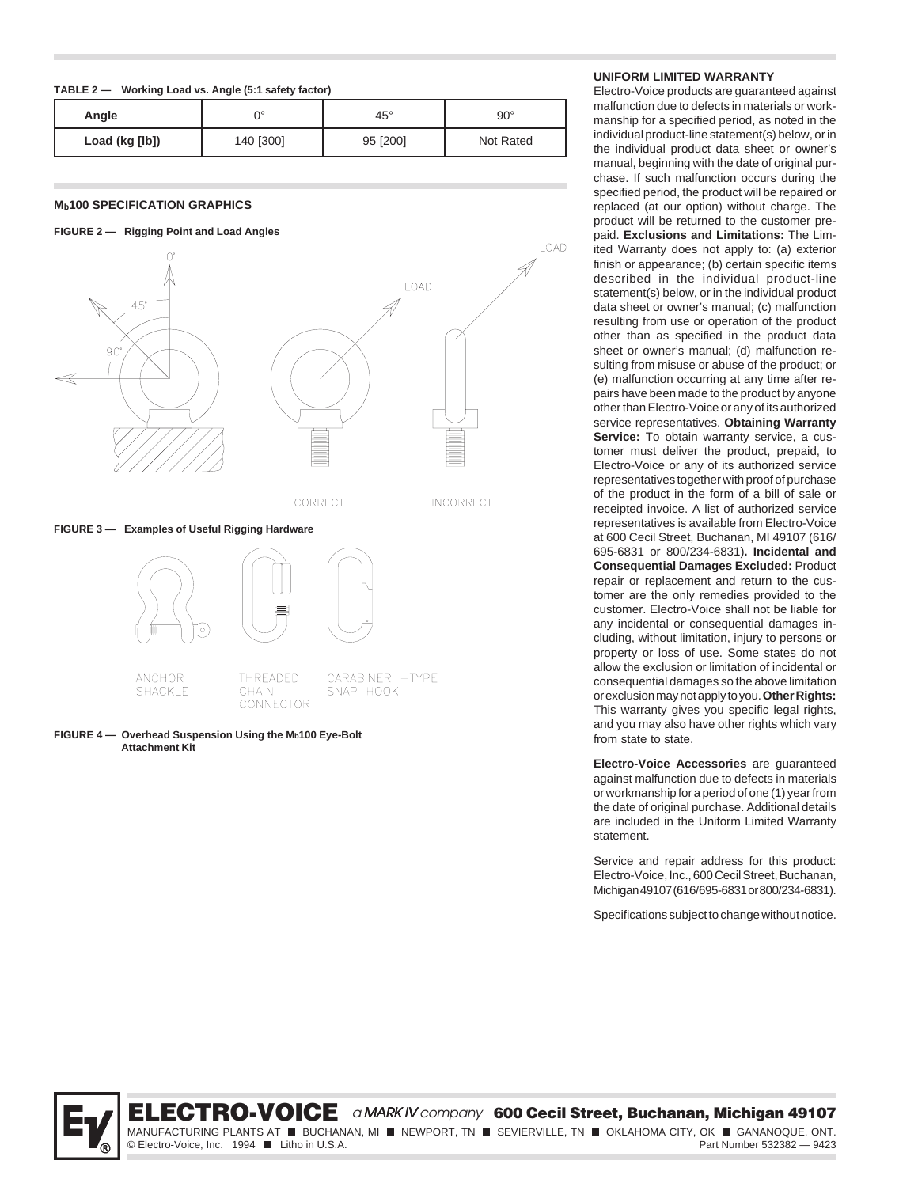**TABLE 2 — Working Load vs. Angle (5:1 safety factor)**

| Angle | 0° | 45° | 90° |
| --- | --- | --- | --- |
| Load (kg [lb]) | 140 [300] | 95 [200] | Not Rated |

### Mb100 SPECIFICATION GRAPHICS

**FIGURE 2 — Rigging Point and Load Angles**

0°
45°
90°
LOAD
LOAD
CORRECT
INCORRECT

**FIGURE 3 — Examples of Useful Rigging Hardware**

ANCHOR SHACKLE
THREADED CHAIN CONNECTOR
CARABINER –TYPE SNAP HOOK

**FIGURE 4 — Overhead Suspension Using the Mb100 Eye-Bolt Attachment Kit**

### UNIFORM LIMITED WARRANTY

Electro-Voice products are guaranteed against malfunction due to defects in materials or workmanship for a specified period, as noted in the individual product-line statement(s) below, or in the individual product data sheet or owner's manual, beginning with the date of original purchase. If such malfunction occurs during the specified period, the product will be repaired or replaced (at our option) without charge. The product will be returned to the customer prepaid. **Exclusions and Limitations:** The Limited Warranty does not apply to: (a) exterior finish or appearance; (b) certain specific items described in the individual product-line statement(s) below, or in the individual product data sheet or owner's manual; (c) malfunction resulting from use or operation of the product other than as specified in the product data sheet or owner's manual; (d) malfunction resulting from misuse or abuse of the product; or (e) malfunction occurring at any time after repairs have been made to the product by anyone other than Electro-Voice or any of its authorized service representatives. **Obtaining Warranty Service:** To obtain warranty service, a customer must deliver the product, prepaid, to Electro-Voice or any of its authorized service representatives together with proof of purchase of the product in the form of a bill of sale or receipted invoice. A list of authorized service representatives is available from Electro-Voice at 600 Cecil Street, Buchanan, MI 49107 (616/695-6831 or 800/234-6831)**. Incidental and Consequential Damages Excluded:** Product repair or replacement and return to the customer are the only remedies provided to the customer. Electro-Voice shall not be liable for any incidental or consequential damages including, without limitation, injury to persons or property or loss of use. Some states do not allow the exclusion or limitation of incidental or consequential damages so the above limitation or exclusion may not apply to you. **Other Rights:** This warranty gives you specific legal rights, and you may also have other rights which vary from state to state.

**Electro-Voice Accessories** are guaranteed against malfunction due to defects in materials or workmanship for a period of one (1) year from the date of original purchase. Additional details are included in the Uniform Limited Warranty statement.

Service and repair address for this product: Electro-Voice, Inc., 600 Cecil Street, Buchanan, Michigan 49107 (616/695-6831 or 800/234-6831).

Specifications subject to change without notice.

**ELECTRO-VOICE** *a MARK IV company* **600 Cecil Street, Buchanan, Michigan 49107**

MANUFACTURING PLANTS AT ■ BUCHANAN, MI ■ NEWPORT, TN ■ SEVIERVILLE, TN ■ OKLAHOMA CITY, OK ■ GANANOQUE, ONT.

© Electro-Voice, Inc. 1994 ■ Litho in U.S.A. Part Number 532382 — 9423